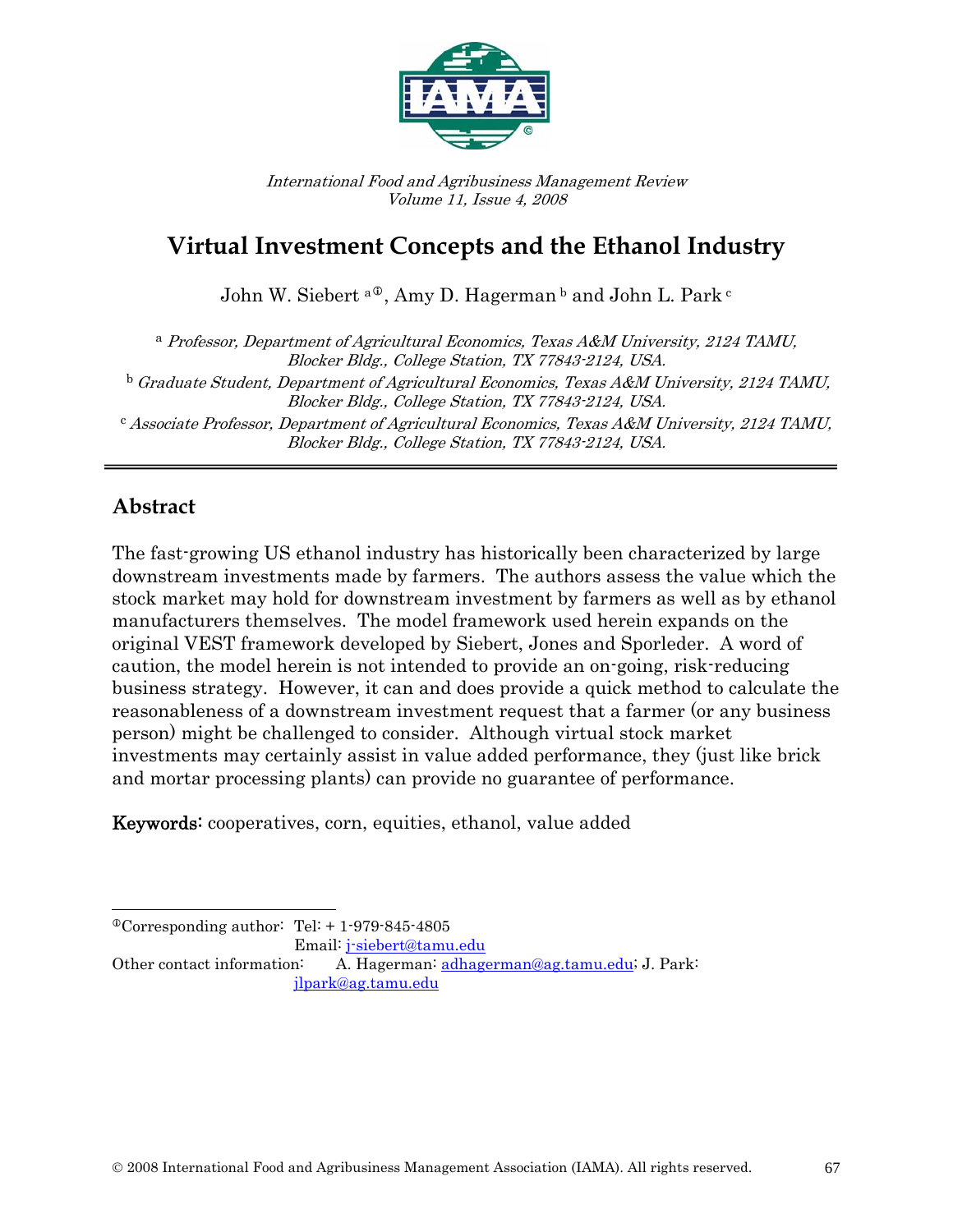*International Food and Agribusiness Management Review*
*Volume 11, Issue 4, 2008*

# Virtual Investment Concepts and the Ethanol Industry

John W. Siebert [a①], Amy D. Hagerman [b] and John L. Park [c]

[a] *Professor, Department of Agricultural Economics, Texas A&M University, 2124 TAMU, Blocker Bldg., College Station, TX 77843-2124, USA.*

[b] *Graduate Student, Department of Agricultural Economics, Texas A&M University, 2124 TAMU, Blocker Bldg., College Station, TX 77843-2124, USA.*

[c] *Associate Professor, Department of Agricultural Economics, Texas A&M University, 2124 TAMU, Blocker Bldg., College Station, TX 77843-2124, USA.*

---

## Abstract

The fast-growing US ethanol industry has historically been characterized by large downstream investments made by farmers. The authors assess the value which the stock market may hold for downstream investment by farmers as well as by ethanol manufacturers themselves. The model framework used herein expands on the original VEST framework developed by Siebert, Jones and Sporleder. A word of caution, the model herein is not intended to provide an on-going, risk-reducing business strategy. However, it can and does provide a quick method to calculate the reasonableness of a downstream investment request that a farmer (or any business person) might be challenged to consider. Although virtual stock market investments may certainly assist in value added performance, they (just like brick and mortar processing plants) can provide no guarantee of performance.

**Keywords:** cooperatives, corn, equities, ethanol, value added

---

①Corresponding author: Tel: + 1-979-845-4805
Email: j-siebert@tamu.edu

Other contact information: A. Hagerman: adhagerman@ag.tamu.edu; J. Park: jlpark@ag.tamu.edu

© 2008 International Food and Agribusiness Management Association (IAMA). All rights reserved.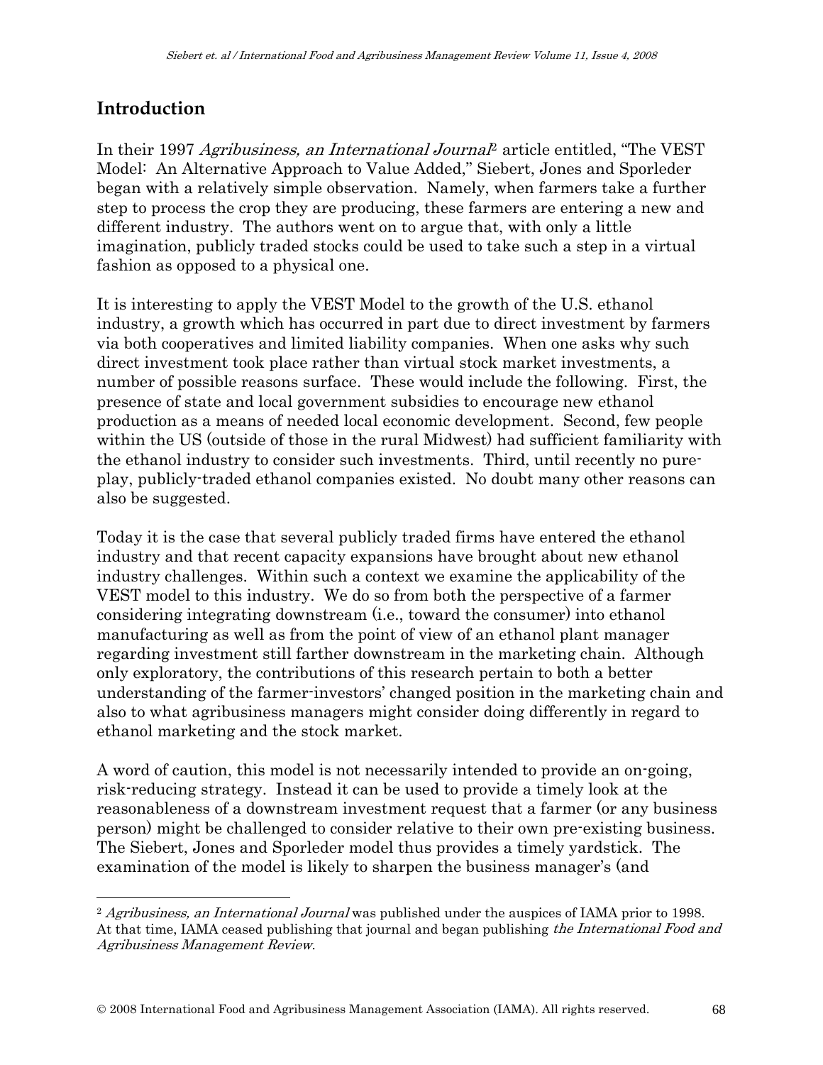## Introduction

In their 1997 *Agribusiness, an International Journal*[2] article entitled, "The VEST Model: An Alternative Approach to Value Added," Siebert, Jones and Sporleder began with a relatively simple observation. Namely, when farmers take a further step to process the crop they are producing, these farmers are entering a new and different industry. The authors went on to argue that, with only a little imagination, publicly traded stocks could be used to take such a step in a virtual fashion as opposed to a physical one.

It is interesting to apply the VEST Model to the growth of the U.S. ethanol industry, a growth which has occurred in part due to direct investment by farmers via both cooperatives and limited liability companies. When one asks why such direct investment took place rather than virtual stock market investments, a number of possible reasons surface. These would include the following. First, the presence of state and local government subsidies to encourage new ethanol production as a means of needed local economic development. Second, few people within the US (outside of those in the rural Midwest) had sufficient familiarity with the ethanol industry to consider such investments. Third, until recently no pure-play, publicly-traded ethanol companies existed. No doubt many other reasons can also be suggested.

Today it is the case that several publicly traded firms have entered the ethanol industry and that recent capacity expansions have brought about new ethanol industry challenges. Within such a context we examine the applicability of the VEST model to this industry. We do so from both the perspective of a farmer considering integrating downstream (i.e., toward the consumer) into ethanol manufacturing as well as from the point of view of an ethanol plant manager regarding investment still farther downstream in the marketing chain. Although only exploratory, the contributions of this research pertain to both a better understanding of the farmer-investors' changed position in the marketing chain and also to what agribusiness managers might consider doing differently in regard to ethanol marketing and the stock market.

A word of caution, this model is not necessarily intended to provide an on-going, risk-reducing strategy. Instead it can be used to provide a timely look at the reasonableness of a downstream investment request that a farmer (or any business person) might be challenged to consider relative to their own pre-existing business. The Siebert, Jones and Sporleder model thus provides a timely yardstick. The examination of the model is likely to sharpen the business manager's (and

---

[2] *Agribusiness, an International Journal* was published under the auspices of IAMA prior to 1998. At that time, IAMA ceased publishing that journal and began publishing *the International Food and Agribusiness Management Review*.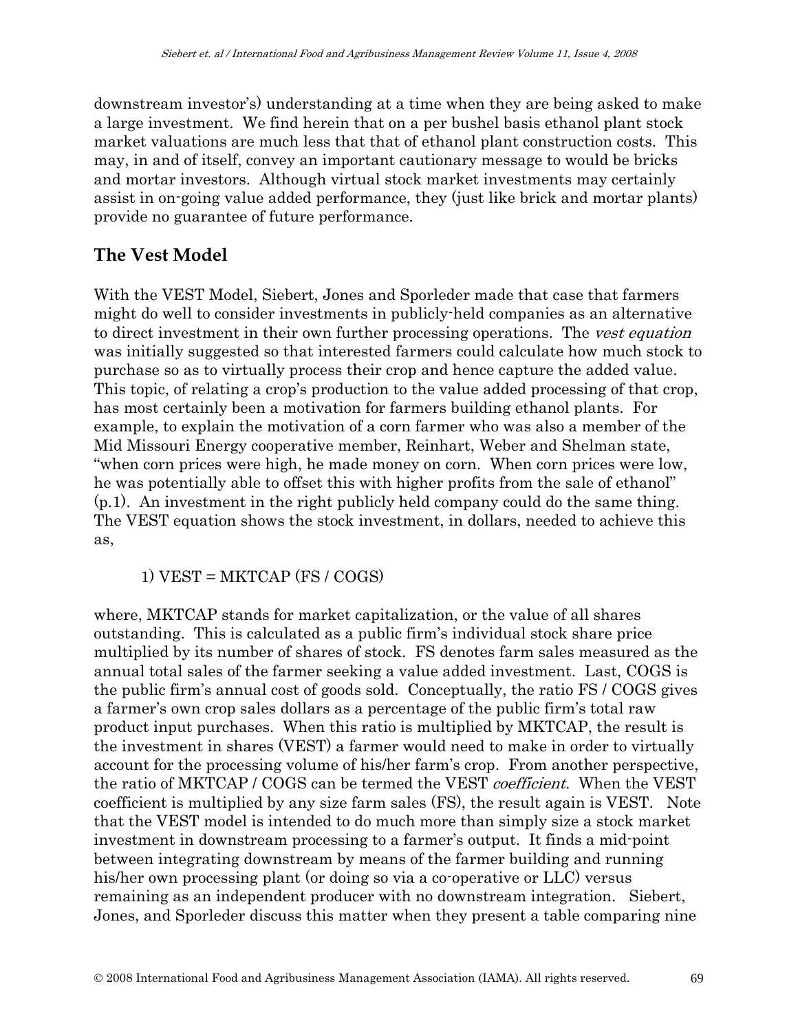downstream investor's) understanding at a time when they are being asked to make a large investment. We find herein that on a per bushel basis ethanol plant stock market valuations are much less that that of ethanol plant construction costs. This may, in and of itself, convey an important cautionary message to would be bricks and mortar investors. Although virtual stock market investments may certainly assist in on-going value added performance, they (just like brick and mortar plants) provide no guarantee of future performance.

## The Vest Model

With the VEST Model, Siebert, Jones and Sporleder made that case that farmers might do well to consider investments in publicly-held companies as an alternative to direct investment in their own further processing operations. The *vest equation* was initially suggested so that interested farmers could calculate how much stock to purchase so as to virtually process their crop and hence capture the added value. This topic, of relating a crop's production to the value added processing of that crop, has most certainly been a motivation for farmers building ethanol plants. For example, to explain the motivation of a corn farmer who was also a member of the Mid Missouri Energy cooperative member, Reinhart, Weber and Shelman state, "when corn prices were high, he made money on corn. When corn prices were low, he was potentially able to offset this with higher profits from the sale of ethanol" (p.1). An investment in the right publicly held company could do the same thing. The VEST equation shows the stock investment, in dollars, needed to achieve this as,

1) $VEST = MKTCAP \, (FS \,/\, COGS)$

where, MKTCAP stands for market capitalization, or the value of all shares outstanding. This is calculated as a public firm's individual stock share price multiplied by its number of shares of stock. FS denotes farm sales measured as the annual total sales of the farmer seeking a value added investment. Last, COGS is the public firm's annual cost of goods sold. Conceptually, the ratio FS / COGS gives a farmer's own crop sales dollars as a percentage of the public firm's total raw product input purchases. When this ratio is multiplied by MKTCAP, the result is the investment in shares (VEST) a farmer would need to make in order to virtually account for the processing volume of his/her farm's crop. From another perspective, the ratio of MKTCAP / COGS can be termed the VEST *coefficient*. When the VEST coefficient is multiplied by any size farm sales (FS), the result again is VEST. Note that the VEST model is intended to do much more than simply size a stock market investment in downstream processing to a farmer's output. It finds a mid-point between integrating downstream by means of the farmer building and running his/her own processing plant (or doing so via a co-operative or LLC) versus remaining as an independent producer with no downstream integration. Siebert, Jones, and Sporleder discuss this matter when they present a table comparing nine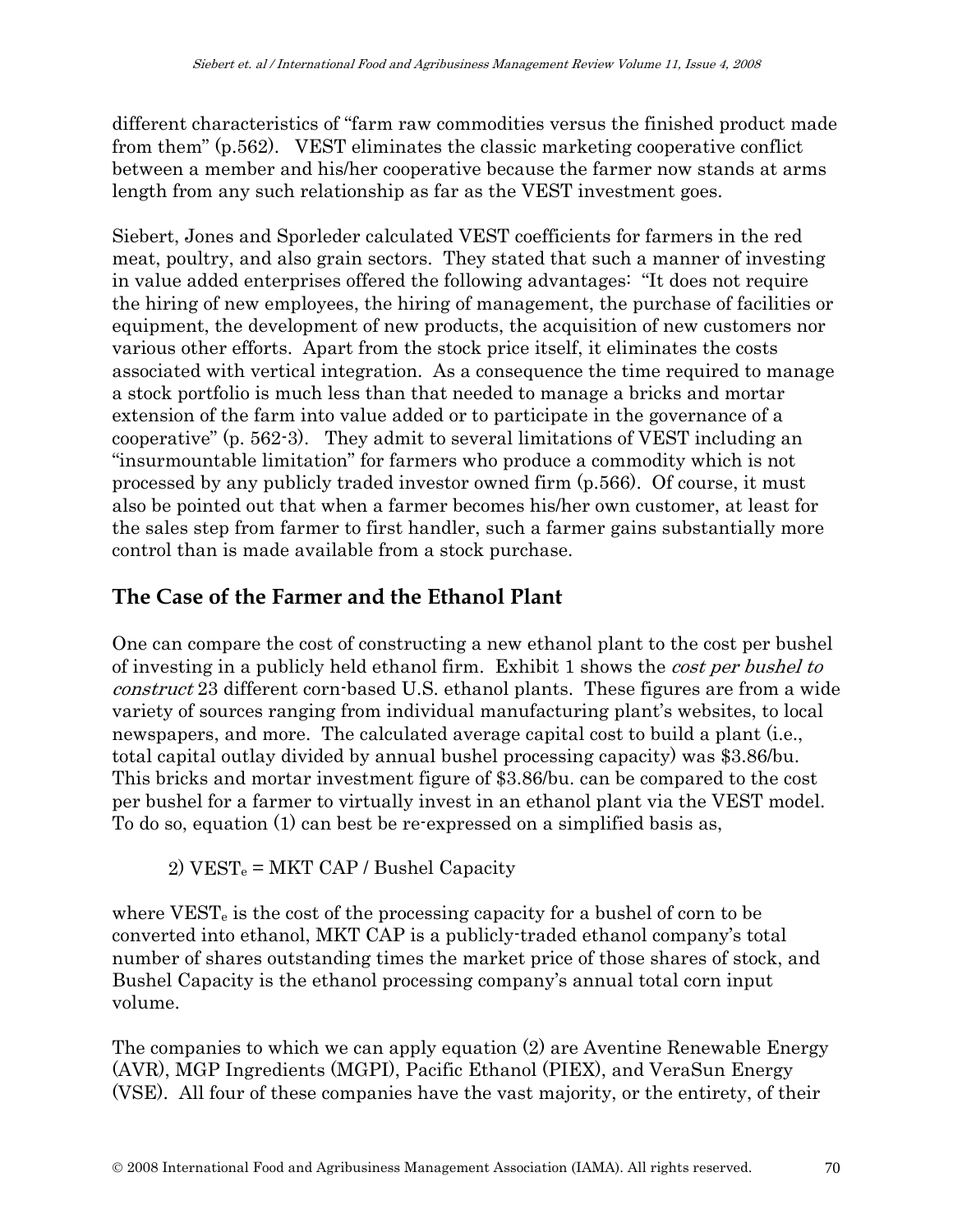different characteristics of "farm raw commodities versus the finished product made from them" (p.562). VEST eliminates the classic marketing cooperative conflict between a member and his/her cooperative because the farmer now stands at arms length from any such relationship as far as the VEST investment goes.

Siebert, Jones and Sporleder calculated VEST coefficients for farmers in the red meat, poultry, and also grain sectors. They stated that such a manner of investing in value added enterprises offered the following advantages: "It does not require the hiring of new employees, the hiring of management, the purchase of facilities or equipment, the development of new products, the acquisition of new customers nor various other efforts. Apart from the stock price itself, it eliminates the costs associated with vertical integration. As a consequence the time required to manage a stock portfolio is much less than that needed to manage a bricks and mortar extension of the farm into value added or to participate in the governance of a cooperative" (p. 562-3). They admit to several limitations of VEST including an "insurmountable limitation" for farmers who produce a commodity which is not processed by any publicly traded investor owned firm (p.566). Of course, it must also be pointed out that when a farmer becomes his/her own customer, at least for the sales step from farmer to first handler, such a farmer gains substantially more control than is made available from a stock purchase.

## The Case of the Farmer and the Ethanol Plant

One can compare the cost of constructing a new ethanol plant to the cost per bushel of investing in a publicly held ethanol firm. Exhibit 1 shows the *cost per bushel to construct* 23 different corn-based U.S. ethanol plants. These figures are from a wide variety of sources ranging from individual manufacturing plant's websites, to local newspapers, and more. The calculated average capital cost to build a plant (i.e., total capital outlay divided by annual bushel processing capacity) was $3.86/bu. This bricks and mortar investment figure of $3.86/bu. can be compared to the cost per bushel for a farmer to virtually invest in an ethanol plant via the VEST model. To do so, equation (1) can best be re-expressed on a simplified basis as,

2) $VEST_e = \text{MKT CAP} / \text{Bushel Capacity}$

where $VEST_e$ is the cost of the processing capacity for a bushel of corn to be converted into ethanol, MKT CAP is a publicly-traded ethanol company's total number of shares outstanding times the market price of those shares of stock, and Bushel Capacity is the ethanol processing company's annual total corn input volume.

The companies to which we can apply equation (2) are Aventine Renewable Energy (AVR), MGP Ingredients (MGPI), Pacific Ethanol (PIEX), and VeraSun Energy (VSE). All four of these companies have the vast majority, or the entirety, of their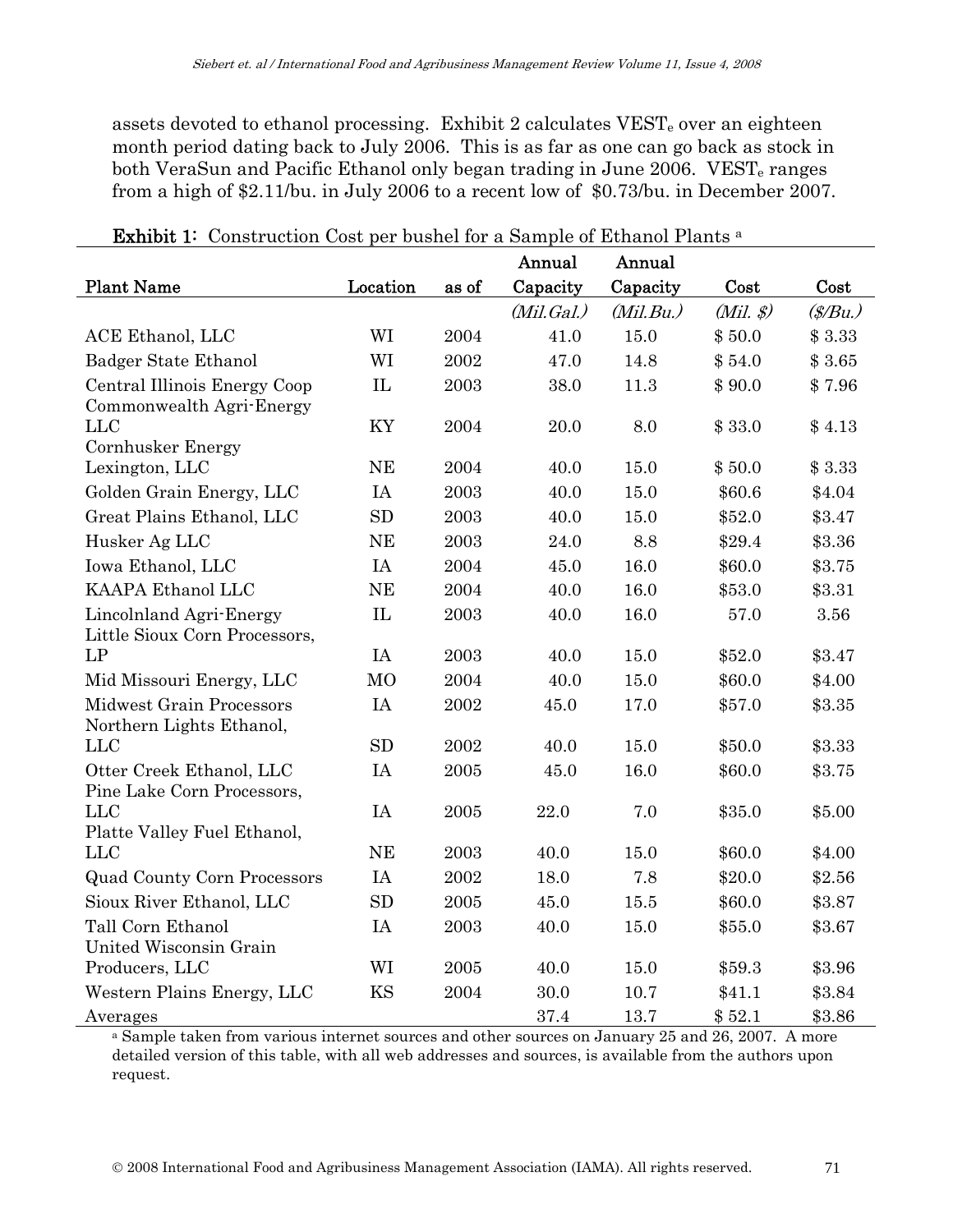assets devoted to ethanol processing. Exhibit 2 calculates $VEST_e$ over an eighteen month period dating back to July 2006. This is as far as one can go back as stock in both VeraSun and Pacific Ethanol only began trading in June 2006. $VEST_e$ ranges from a high of \$2.11/bu. in July 2006 to a recent low of \$0.73/bu. in December 2007.

**Exhibit 1:** Construction Cost per bushel for a Sample of Ethanol Plants [a]

| Plant Name | Location | as of | Annual Capacity | Annual Capacity | Cost | Cost |
|---|---|---|---|---|---|---|
| | | | *(Mil.Gal.)* | *(Mil.Bu.)* | *(Mil. \$)* | *(\$/Bu.)* |
| ACE Ethanol, LLC | WI | 2004 | 41.0 | 15.0 | \$ 50.0 | \$ 3.33 |
| Badger State Ethanol | WI | 2002 | 47.0 | 14.8 | \$ 54.0 | \$ 3.65 |
| Central Illinois Energy Coop | IL | 2003 | 38.0 | 11.3 | \$ 90.0 | \$ 7.96 |
| Commonwealth Agri-Energy LLC | KY | 2004 | 20.0 | 8.0 | \$ 33.0 | \$ 4.13 |
| Cornhusker Energy Lexington, LLC | NE | 2004 | 40.0 | 15.0 | \$ 50.0 | \$ 3.33 |
| Golden Grain Energy, LLC | IA | 2003 | 40.0 | 15.0 | \$60.6 | \$4.04 |
| Great Plains Ethanol, LLC | SD | 2003 | 40.0 | 15.0 | \$52.0 | \$3.47 |
| Husker Ag LLC | NE | 2003 | 24.0 | 8.8 | \$29.4 | \$3.36 |
| Iowa Ethanol, LLC | IA | 2004 | 45.0 | 16.0 | \$60.0 | \$3.75 |
| KAAPA Ethanol LLC | NE | 2004 | 40.0 | 16.0 | \$53.0 | \$3.31 |
| Lincolnland Agri-Energy | IL | 2003 | 40.0 | 16.0 | 57.0 | 3.56 |
| Little Sioux Corn Processors, LP | IA | 2003 | 40.0 | 15.0 | \$52.0 | \$3.47 |
| Mid Missouri Energy, LLC | MO | 2004 | 40.0 | 15.0 | \$60.0 | \$4.00 |
| Midwest Grain Processors | IA | 2002 | 45.0 | 17.0 | \$57.0 | \$3.35 |
| Northern Lights Ethanol, LLC | SD | 2002 | 40.0 | 15.0 | \$50.0 | \$3.33 |
| Otter Creek Ethanol, LLC | IA | 2005 | 45.0 | 16.0 | \$60.0 | \$3.75 |
| Pine Lake Corn Processors, LLC | IA | 2005 | 22.0 | 7.0 | \$35.0 | \$5.00 |
| Platte Valley Fuel Ethanol, LLC | NE | 2003 | 40.0 | 15.0 | \$60.0 | \$4.00 |
| Quad County Corn Processors | IA | 2002 | 18.0 | 7.8 | \$20.0 | \$2.56 |
| Sioux River Ethanol, LLC | SD | 2005 | 45.0 | 15.5 | \$60.0 | \$3.87 |
| Tall Corn Ethanol | IA | 2003 | 40.0 | 15.0 | \$55.0 | \$3.67 |
| United Wisconsin Grain Producers, LLC | WI | 2005 | 40.0 | 15.0 | \$59.3 | \$3.96 |
| Western Plains Energy, LLC | KS | 2004 | 30.0 | 10.7 | \$41.1 | \$3.84 |
| Averages | | | 37.4 | 13.7 | \$ 52.1 | \$3.86 |

[a] Sample taken from various internet sources and other sources on January 25 and 26, 2007. A more detailed version of this table, with all web addresses and sources, is available from the authors upon request.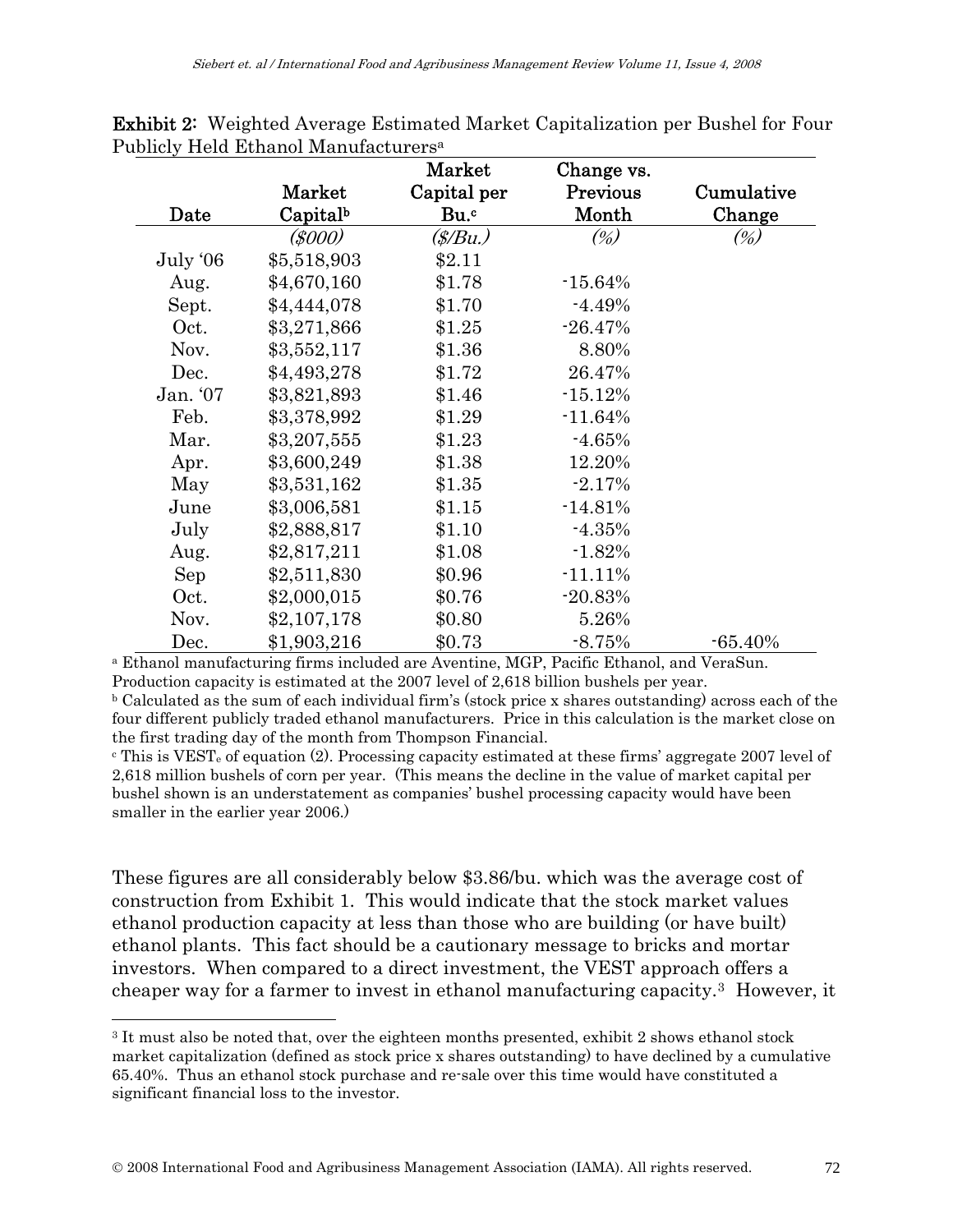**Exhibit 2:** Weighted Average Estimated Market Capitalization per Bushel for Four Publicly Held Ethanol Manufacturers[a]

| Date | Market Capital[b] | Market Capital per Bu.[c] | Change vs. Previous Month | Cumulative Change |
|---|---|---|---|---|
| | *($000)* | *($/Bu.)* | *(%)* | *(%)* |
| July '06 | $5,518,903 | $2.11 | | |
| Aug. | $4,670,160 | $1.78 | -15.64% | |
| Sept. | $4,444,078 | $1.70 | -4.49% | |
| Oct. | $3,271,866 | $1.25 | -26.47% | |
| Nov. | $3,552,117 | $1.36 | 8.80% | |
| Dec. | $4,493,278 | $1.72 | 26.47% | |
| Jan. '07 | $3,821,893 | $1.46 | -15.12% | |
| Feb. | $3,378,992 | $1.29 | -11.64% | |
| Mar. | $3,207,555 | $1.23 | -4.65% | |
| Apr. | $3,600,249 | $1.38 | 12.20% | |
| May | $3,531,162 | $1.35 | -2.17% | |
| June | $3,006,581 | $1.15 | -14.81% | |
| July | $2,888,817 | $1.10 | -4.35% | |
| Aug. | $2,817,211 | $1.08 | -1.82% | |
| Sep | $2,511,830 | $0.96 | -11.11% | |
| Oct. | $2,000,015 | $0.76 | -20.83% | |
| Nov. | $2,107,178 | $0.80 | 5.26% | |
| Dec. | $1,903,216 | $0.73 | -8.75% | -65.40% |

[a] Ethanol manufacturing firms included are Aventine, MGP, Pacific Ethanol, and VeraSun. Production capacity is estimated at the 2007 level of 2,618 billion bushels per year.

[b] Calculated as the sum of each individual firm's (stock price x shares outstanding) across each of the four different publicly traded ethanol manufacturers. Price in this calculation is the market close on the first trading day of the month from Thompson Financial.

[c] This is $VEST_e$ of equation (2). Processing capacity estimated at these firms' aggregate 2007 level of 2,618 million bushels of corn per year. (This means the decline in the value of market capital per bushel shown is an understatement as companies' bushel processing capacity would have been smaller in the earlier year 2006.)

These figures are all considerably below $3.86/bu. which was the average cost of construction from Exhibit 1. This would indicate that the stock market values ethanol production capacity at less than those who are building (or have built) ethanol plants. This fact should be a cautionary message to bricks and mortar investors. When compared to a direct investment, the VEST approach offers a cheaper way for a farmer to invest in ethanol manufacturing capacity.[3] However, it

[3] It must also be noted that, over the eighteen months presented, exhibit 2 shows ethanol stock market capitalization (defined as stock price x shares outstanding) to have declined by a cumulative 65.40%. Thus an ethanol stock purchase and re-sale over this time would have constituted a significant financial loss to the investor.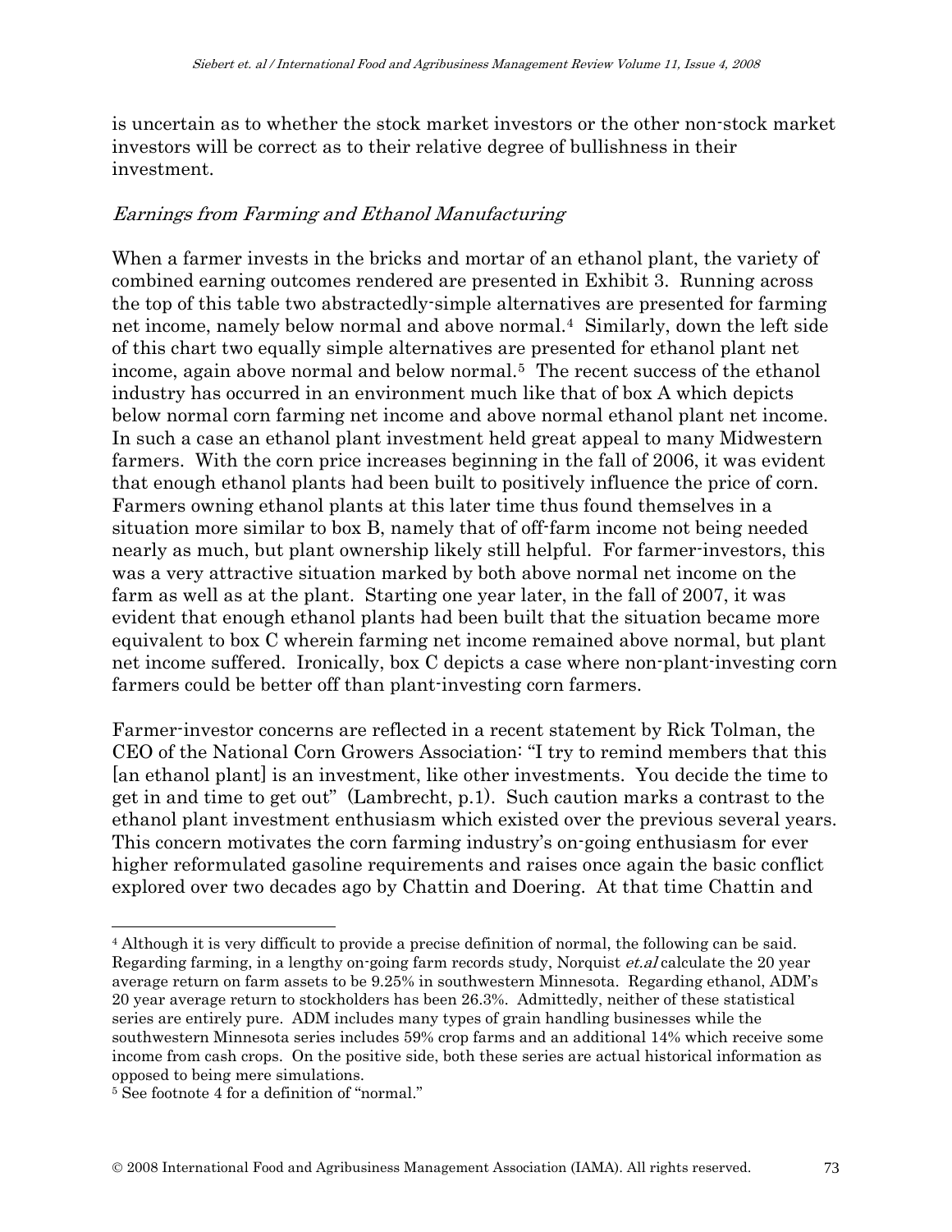is uncertain as to whether the stock market investors or the other non-stock market investors will be correct as to their relative degree of bullishness in their investment.

### *Earnings from Farming and Ethanol Manufacturing*

When a farmer invests in the bricks and mortar of an ethanol plant, the variety of combined earning outcomes rendered are presented in Exhibit 3. Running across the top of this table two abstractedly-simple alternatives are presented for farming net income, namely below normal and above normal.[4] Similarly, down the left side of this chart two equally simple alternatives are presented for ethanol plant net income, again above normal and below normal.[5] The recent success of the ethanol industry has occurred in an environment much like that of box A which depicts below normal corn farming net income and above normal ethanol plant net income. In such a case an ethanol plant investment held great appeal to many Midwestern farmers. With the corn price increases beginning in the fall of 2006, it was evident that enough ethanol plants had been built to positively influence the price of corn. Farmers owning ethanol plants at this later time thus found themselves in a situation more similar to box B, namely that of off-farm income not being needed nearly as much, but plant ownership likely still helpful. For farmer-investors, this was a very attractive situation marked by both above normal net income on the farm as well as at the plant. Starting one year later, in the fall of 2007, it was evident that enough ethanol plants had been built that the situation became more equivalent to box C wherein farming net income remained above normal, but plant net income suffered. Ironically, box C depicts a case where non-plant-investing corn farmers could be better off than plant-investing corn farmers.

Farmer-investor concerns are reflected in a recent statement by Rick Tolman, the CEO of the National Corn Growers Association: "I try to remind members that this [an ethanol plant] is an investment, like other investments. You decide the time to get in and time to get out" (Lambrecht, p.1). Such caution marks a contrast to the ethanol plant investment enthusiasm which existed over the previous several years. This concern motivates the corn farming industry's on-going enthusiasm for ever higher reformulated gasoline requirements and raises once again the basic conflict explored over two decades ago by Chattin and Doering. At that time Chattin and

---

[4] Although it is very difficult to provide a precise definition of normal, the following can be said. Regarding farming, in a lengthy on-going farm records study, Norquist *et.al* calculate the 20 year average return on farm assets to be 9.25% in southwestern Minnesota. Regarding ethanol, ADM's 20 year average return to stockholders has been 26.3%. Admittedly, neither of these statistical series are entirely pure. ADM includes many types of grain handling businesses while the southwestern Minnesota series includes 59% crop farms and an additional 14% which receive some income from cash crops. On the positive side, both these series are actual historical information as opposed to being mere simulations.

[5] See footnote 4 for a definition of "normal."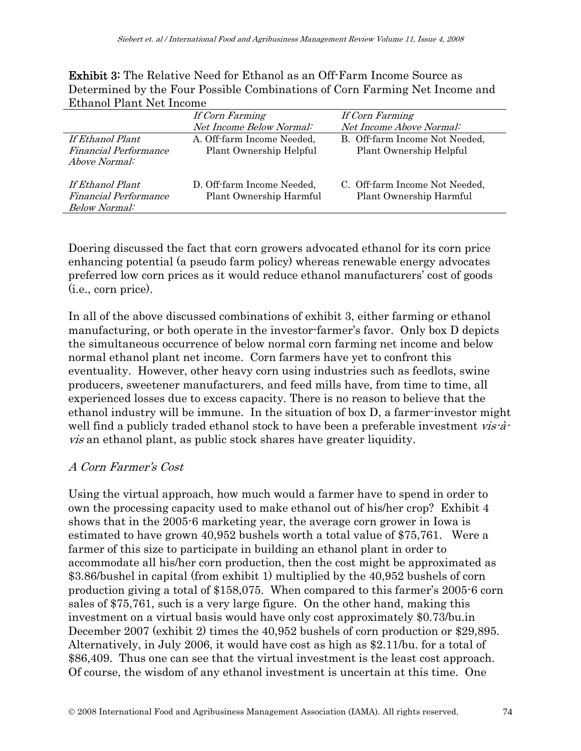**Exhibit 3:** The Relative Need for Ethanol as an Off-Farm Income Source as Determined by the Four Possible Combinations of Corn Farming Net Income and Ethanol Plant Net Income

| | *If Corn Farming Net Income Below Normal:* | *If Corn Farming Net Income Above Normal:* |
|---|---|---|
| *If Ethanol Plant Financial Performance Above Normal:* | A. Off-farm Income Needed, Plant Ownership Helpful | B. Off-farm Income Not Needed, Plant Ownership Helpful |
| *If Ethanol Plant Financial Performance Below Normal:* | D. Off-farm Income Needed, Plant Ownership Harmful | C. Off-farm Income Not Needed, Plant Ownership Harmful |

Doering discussed the fact that corn growers advocated ethanol for its corn price enhancing potential (a pseudo farm policy) whereas renewable energy advocates preferred low corn prices as it would reduce ethanol manufacturers' cost of goods (i.e., corn price).

In all of the above discussed combinations of exhibit 3, either farming or ethanol manufacturing, or both operate in the investor-farmer's favor. Only box D depicts the simultaneous occurrence of below normal corn farming net income and below normal ethanol plant net income. Corn farmers have yet to confront this eventuality. However, other heavy corn using industries such as feedlots, swine producers, sweetener manufacturers, and feed mills have, from time to time, all experienced losses due to excess capacity. There is no reason to believe that the ethanol industry will be immune. In the situation of box D, a farmer-investor might well find a publicly traded ethanol stock to have been a preferable investment *vis-à-vis* an ethanol plant, as public stock shares have greater liquidity.

### *A Corn Farmer's Cost*

Using the virtual approach, how much would a farmer have to spend in order to own the processing capacity used to make ethanol out of his/her crop? Exhibit 4 shows that in the 2005-6 marketing year, the average corn grower in Iowa is estimated to have grown 40,952 bushels worth a total value of $75,761. Were a farmer of this size to participate in building an ethanol plant in order to accommodate all his/her corn production, then the cost might be approximated as $3.86/bushel in capital (from exhibit 1) multiplied by the 40,952 bushels of corn production giving a total of $158,075. When compared to this farmer's 2005-6 corn sales of $75,761, such is a very large figure. On the other hand, making this investment on a virtual basis would have only cost approximately $0.73/bu.in December 2007 (exhibit 2) times the 40,952 bushels of corn production or $29,895. Alternatively, in July 2006, it would have cost as high as $2.11/bu. for a total of $86,409. Thus one can see that the virtual investment is the least cost approach. Of course, the wisdom of any ethanol investment is uncertain at this time. One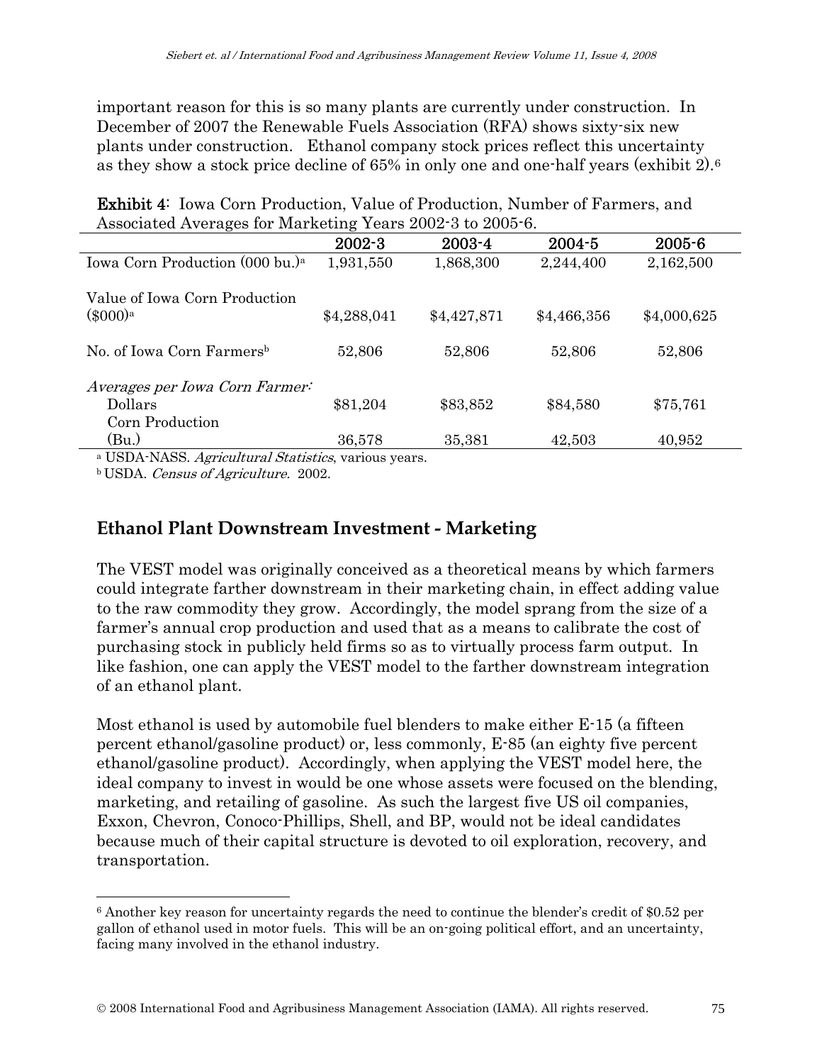important reason for this is so many plants are currently under construction. In December of 2007 the Renewable Fuels Association (RFA) shows sixty-six new plants under construction. Ethanol company stock prices reflect this uncertainty as they show a stock price decline of 65% in only one and one-half years (exhibit 2).[6]

**Exhibit 4**: Iowa Corn Production, Value of Production, Number of Farmers, and Associated Averages for Marketing Years 2002-3 to 2005-6.

| | 2002-3 | 2003-4 | 2004-5 | 2005-6 |
|---|---|---|---|---|
| Iowa Corn Production (000 bu.)[a] | 1,931,550 | 1,868,300 | 2,244,400 | 2,162,500 |
| Value of Iowa Corn Production ($000)[a] | $4,288,041 | $4,427,871 | $4,466,356 | $4,000,625 |
| No. of Iowa Corn Farmers[b] | 52,806 | 52,806 | 52,806 | 52,806 |
| *Averages per Iowa Corn Farmer:* | | | | |
| Dollars | $81,204 | $83,852 | $84,580 | $75,761 |
| Corn Production (Bu.) | 36,578 | 35,381 | 42,503 | 40,952 |

[a] USDA-NASS. *Agricultural Statistics*, various years.

[b] USDA. *Census of Agriculture.* 2002.

## Ethanol Plant Downstream Investment - Marketing

The VEST model was originally conceived as a theoretical means by which farmers could integrate farther downstream in their marketing chain, in effect adding value to the raw commodity they grow. Accordingly, the model sprang from the size of a farmer's annual crop production and used that as a means to calibrate the cost of purchasing stock in publicly held firms so as to virtually process farm output. In like fashion, one can apply the VEST model to the farther downstream integration of an ethanol plant.

Most ethanol is used by automobile fuel blenders to make either E-15 (a fifteen percent ethanol/gasoline product) or, less commonly, E-85 (an eighty five percent ethanol/gasoline product). Accordingly, when applying the VEST model here, the ideal company to invest in would be one whose assets were focused on the blending, marketing, and retailing of gasoline. As such the largest five US oil companies, Exxon, Chevron, Conoco-Phillips, Shell, and BP, would not be ideal candidates because much of their capital structure is devoted to oil exploration, recovery, and transportation.

[6] Another key reason for uncertainty regards the need to continue the blender's credit of $0.52 per gallon of ethanol used in motor fuels. This will be an on-going political effort, and an uncertainty, facing many involved in the ethanol industry.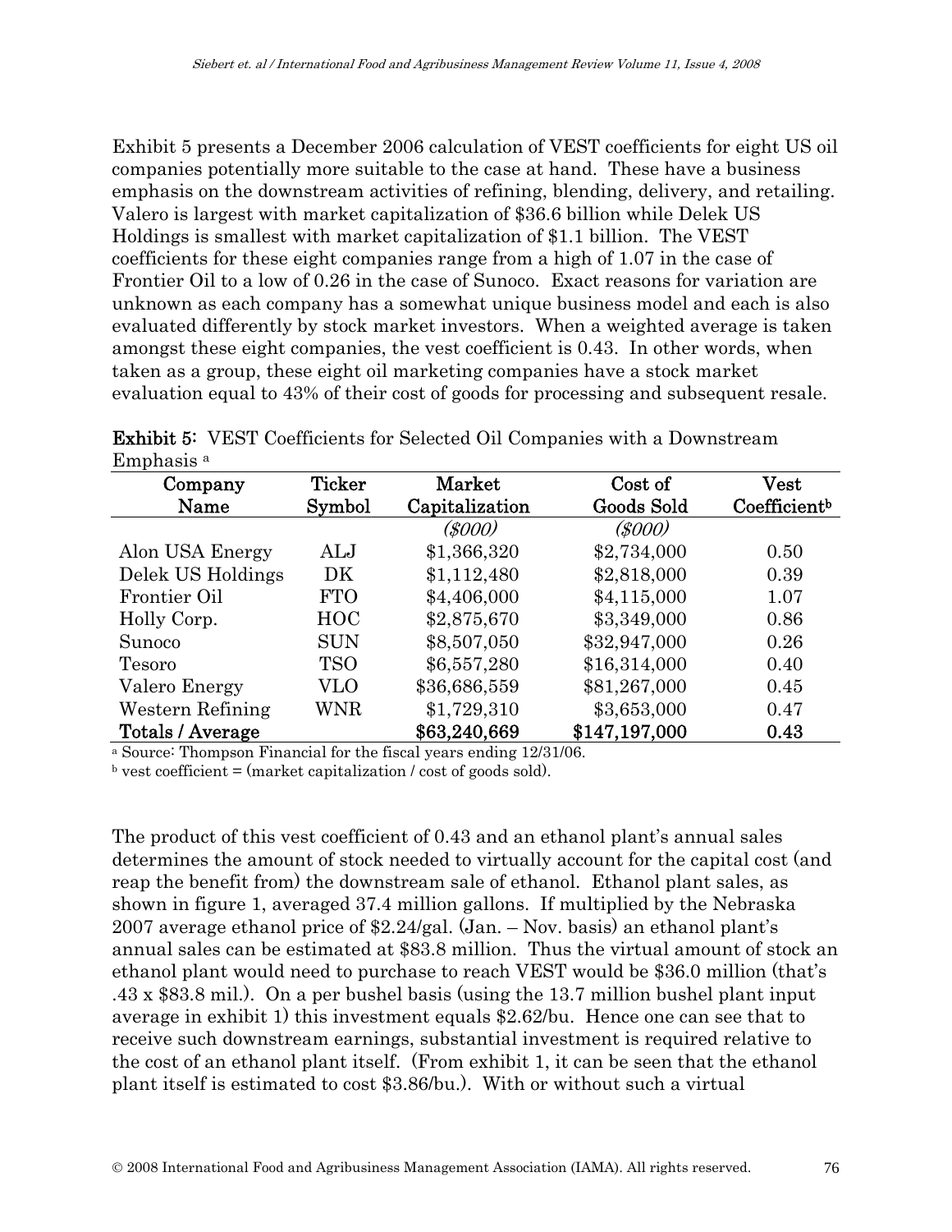Exhibit 5 presents a December 2006 calculation of VEST coefficients for eight US oil companies potentially more suitable to the case at hand. These have a business emphasis on the downstream activities of refining, blending, delivery, and retailing. Valero is largest with market capitalization of $36.6 billion while Delek US Holdings is smallest with market capitalization of $1.1 billion. The VEST coefficients for these eight companies range from a high of 1.07 in the case of Frontier Oil to a low of 0.26 in the case of Sunoco. Exact reasons for variation are unknown as each company has a somewhat unique business model and each is also evaluated differently by stock market investors. When a weighted average is taken amongst these eight companies, the vest coefficient is 0.43. In other words, when taken as a group, these eight oil marketing companies have a stock market evaluation equal to 43% of their cost of goods for processing and subsequent resale.

**Exhibit 5:** VEST Coefficients for Selected Oil Companies with a Downstream Emphasis [a]

| Company Name | Ticker Symbol | Market Capitalization | Cost of Goods Sold | Vest Coefficient[b] |
|---|---|---|---|---|
| | | *($000)* | *($000)* | |
| Alon USA Energy | ALJ | $1,366,320 | $2,734,000 | 0.50 |
| Delek US Holdings | DK | $1,112,480 | $2,818,000 | 0.39 |
| Frontier Oil | FTO | $4,406,000 | $4,115,000 | 1.07 |
| Holly Corp. | HOC | $2,875,670 | $3,349,000 | 0.86 |
| Sunoco | SUN | $8,507,050 | $32,947,000 | 0.26 |
| Tesoro | TSO | $6,557,280 | $16,314,000 | 0.40 |
| Valero Energy | VLO | $36,686,559 | $81,267,000 | 0.45 |
| Western Refining | WNR | $1,729,310 | $3,653,000 | 0.47 |
| **Totals / Average** | | **$63,240,669** | **$147,197,000** | **0.43** |

[a] Source: Thompson Financial for the fiscal years ending 12/31/06.
[b] vest coefficient = (market capitalization / cost of goods sold).

The product of this vest coefficient of 0.43 and an ethanol plant's annual sales determines the amount of stock needed to virtually account for the capital cost (and reap the benefit from) the downstream sale of ethanol. Ethanol plant sales, as shown in figure 1, averaged 37.4 million gallons. If multiplied by the Nebraska 2007 average ethanol price of $2.24/gal. (Jan. – Nov. basis) an ethanol plant's annual sales can be estimated at $83.8 million. Thus the virtual amount of stock an ethanol plant would need to purchase to reach VEST would be $36.0 million (that's .43 x $83.8 mil.). On a per bushel basis (using the 13.7 million bushel plant input average in exhibit 1) this investment equals $2.62/bu. Hence one can see that to receive such downstream earnings, substantial investment is required relative to the cost of an ethanol plant itself. (From exhibit 1, it can be seen that the ethanol plant itself is estimated to cost $3.86/bu.). With or without such a virtual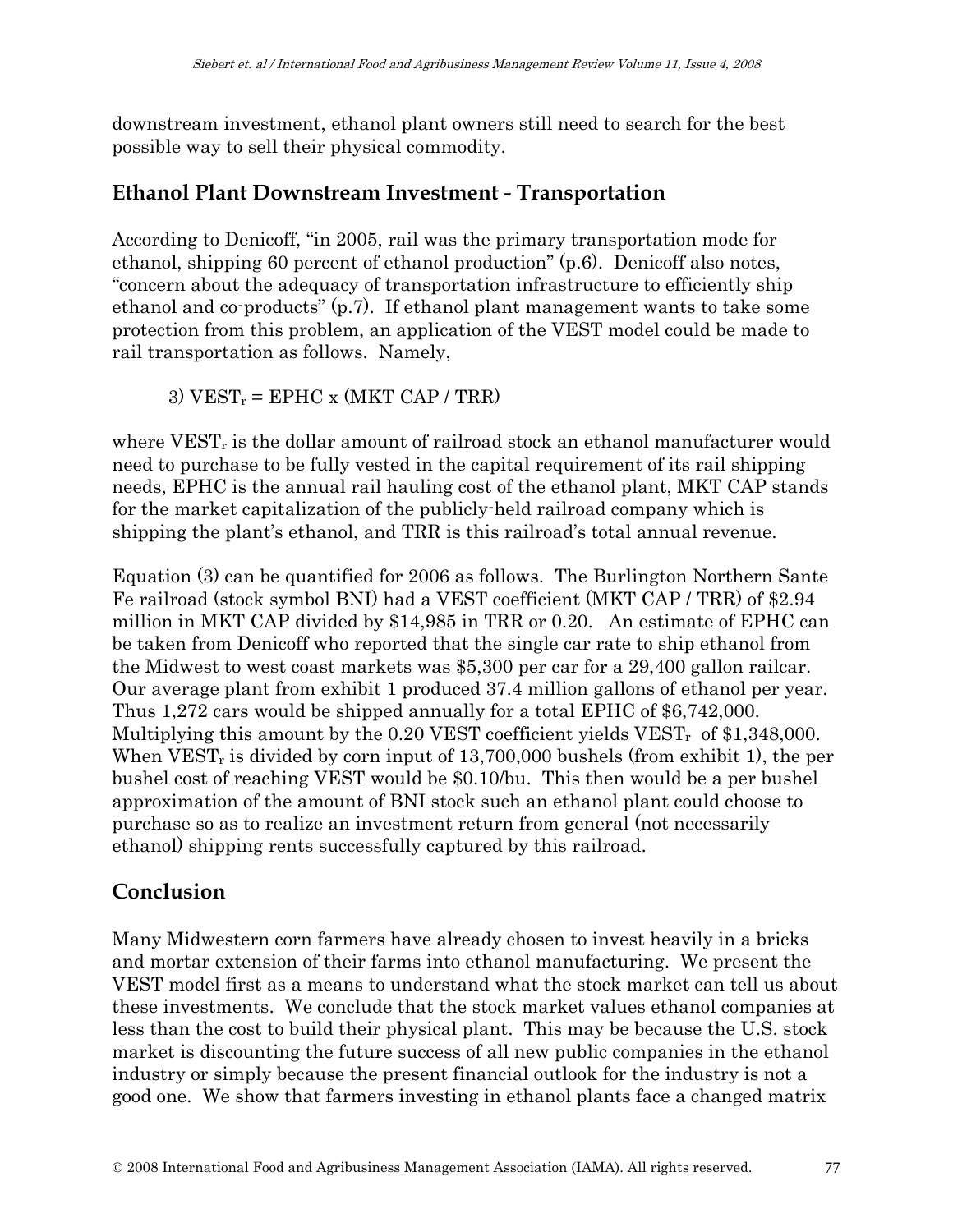downstream investment, ethanol plant owners still need to search for the best possible way to sell their physical commodity.

## Ethanol Plant Downstream Investment - Transportation

According to Denicoff, "in 2005, rail was the primary transportation mode for ethanol, shipping 60 percent of ethanol production" (p.6). Denicoff also notes, "concern about the adequacy of transportation infrastructure to efficiently ship ethanol and co-products" (p.7). If ethanol plant management wants to take some protection from this problem, an application of the VEST model could be made to rail transportation as follows. Namely,

3) $VEST_r = EPHC \times (MKT\ CAP / TRR)$

where $VEST_r$ is the dollar amount of railroad stock an ethanol manufacturer would need to purchase to be fully vested in the capital requirement of its rail shipping needs, EPHC is the annual rail hauling cost of the ethanol plant, MKT CAP stands for the market capitalization of the publicly-held railroad company which is shipping the plant's ethanol, and TRR is this railroad's total annual revenue.

Equation (3) can be quantified for 2006 as follows. The Burlington Northern Sante Fe railroad (stock symbol BNI) had a VEST coefficient (MKT CAP / TRR) of $2.94 million in MKT CAP divided by $14,985 in TRR or 0.20. An estimate of EPHC can be taken from Denicoff who reported that the single car rate to ship ethanol from the Midwest to west coast markets was $5,300 per car for a 29,400 gallon railcar. Our average plant from exhibit 1 produced 37.4 million gallons of ethanol per year. Thus 1,272 cars would be shipped annually for a total EPHC of $6,742,000. Multiplying this amount by the 0.20 VEST coefficient yields $VEST_r$ of $1,348,000. When $VEST_r$ is divided by corn input of 13,700,000 bushels (from exhibit 1), the per bushel cost of reaching VEST would be $0.10/bu. This then would be a per bushel approximation of the amount of BNI stock such an ethanol plant could choose to purchase so as to realize an investment return from general (not necessarily ethanol) shipping rents successfully captured by this railroad.

## Conclusion

Many Midwestern corn farmers have already chosen to invest heavily in a bricks and mortar extension of their farms into ethanol manufacturing. We present the VEST model first as a means to understand what the stock market can tell us about these investments. We conclude that the stock market values ethanol companies at less than the cost to build their physical plant. This may be because the U.S. stock market is discounting the future success of all new public companies in the ethanol industry or simply because the present financial outlook for the industry is not a good one. We show that farmers investing in ethanol plants face a changed matrix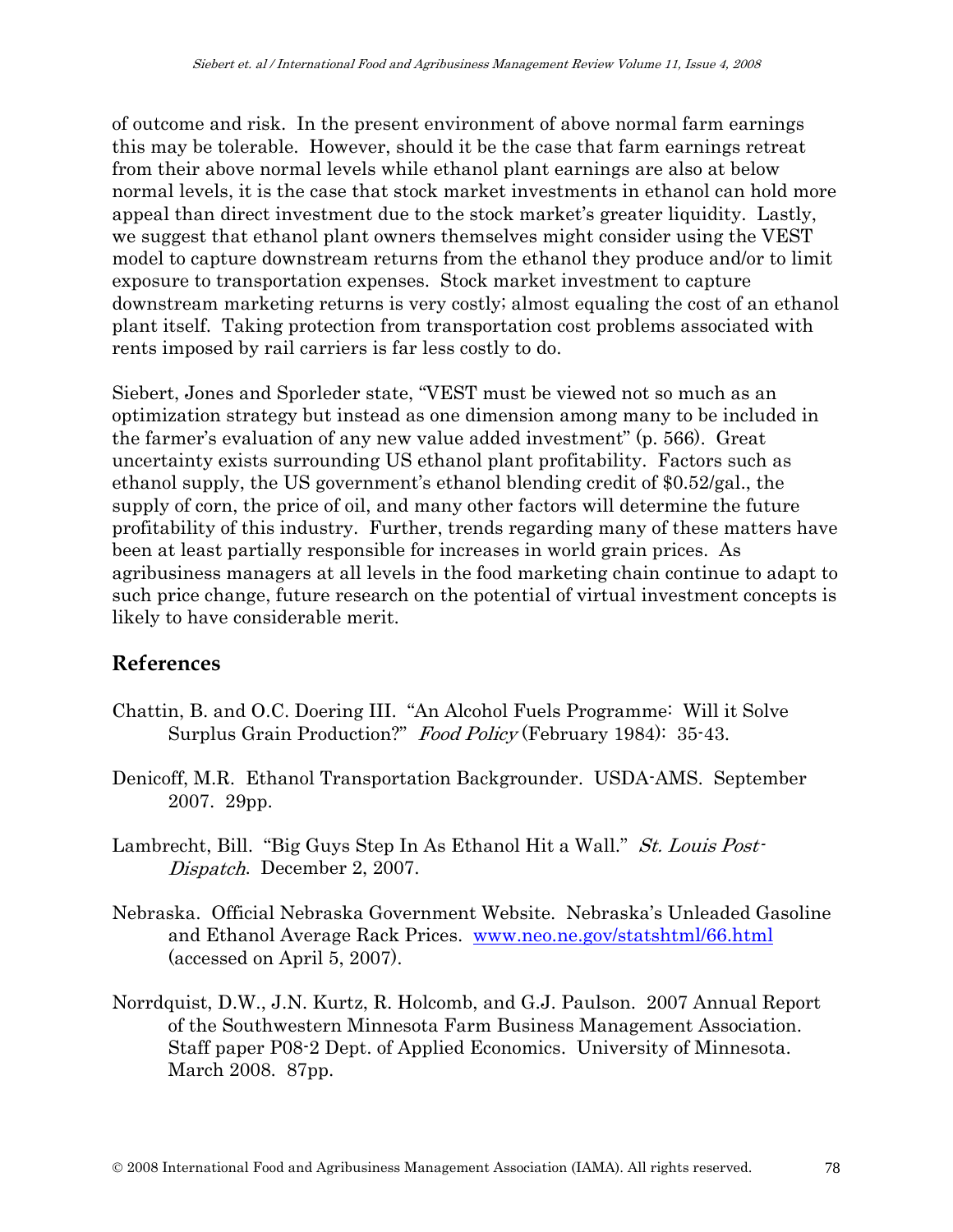of outcome and risk. In the present environment of above normal farm earnings this may be tolerable. However, should it be the case that farm earnings retreat from their above normal levels while ethanol plant earnings are also at below normal levels, it is the case that stock market investments in ethanol can hold more appeal than direct investment due to the stock market's greater liquidity. Lastly, we suggest that ethanol plant owners themselves might consider using the VEST model to capture downstream returns from the ethanol they produce and/or to limit exposure to transportation expenses. Stock market investment to capture downstream marketing returns is very costly; almost equaling the cost of an ethanol plant itself. Taking protection from transportation cost problems associated with rents imposed by rail carriers is far less costly to do.

Siebert, Jones and Sporleder state, "VEST must be viewed not so much as an optimization strategy but instead as one dimension among many to be included in the farmer's evaluation of any new value added investment" (p. 566). Great uncertainty exists surrounding US ethanol plant profitability. Factors such as ethanol supply, the US government's ethanol blending credit of $0.52/gal., the supply of corn, the price of oil, and many other factors will determine the future profitability of this industry. Further, trends regarding many of these matters have been at least partially responsible for increases in world grain prices. As agribusiness managers at all levels in the food marketing chain continue to adapt to such price change, future research on the potential of virtual investment concepts is likely to have considerable merit.

## References

Chattin, B. and O.C. Doering III. "An Alcohol Fuels Programme: Will it Solve Surplus Grain Production?" *Food Policy* (February 1984): 35-43.

Denicoff, M.R. Ethanol Transportation Backgrounder. USDA-AMS. September 2007. 29pp.

Lambrecht, Bill. "Big Guys Step In As Ethanol Hit a Wall." *St. Louis Post-Dispatch*. December 2, 2007.

Nebraska. Official Nebraska Government Website. Nebraska's Unleaded Gasoline and Ethanol Average Rack Prices. [www.neo.ne.gov/statshtml/66.html](www.neo.ne.gov/statshtml/66.html) (accessed on April 5, 2007).

Norrdquist, D.W., J.N. Kurtz, R. Holcomb, and G.J. Paulson. 2007 Annual Report of the Southwestern Minnesota Farm Business Management Association. Staff paper P08-2 Dept. of Applied Economics. University of Minnesota. March 2008. 87pp.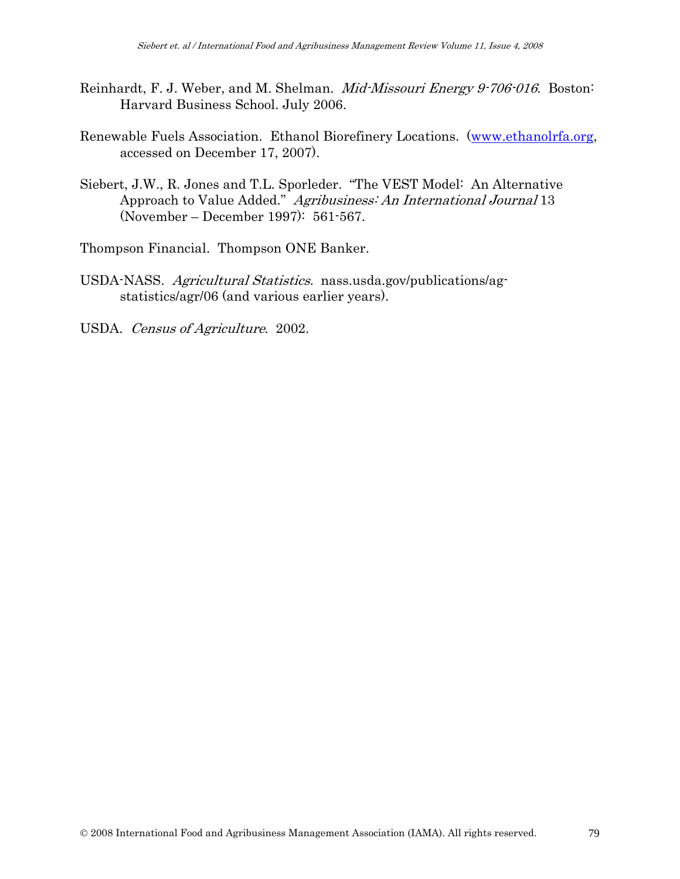Reinhardt, F. J. Weber, and M. Shelman. *Mid-Missouri Energy 9-706-016.* Boston: Harvard Business School. July 2006.

Renewable Fuels Association. Ethanol Biorefinery Locations. (www.ethanolrfa.org, accessed on December 17, 2007).

Siebert, J.W., R. Jones and T.L. Sporleder. "The VEST Model: An Alternative Approach to Value Added." *Agribusiness: An International Journal* 13 (November – December 1997): 561-567.

Thompson Financial. Thompson ONE Banker.

USDA-NASS. *Agricultural Statistics.* nass.usda.gov/publications/ag-statistics/agr/06 (and various earlier years).

USDA. *Census of Agriculture*. 2002.